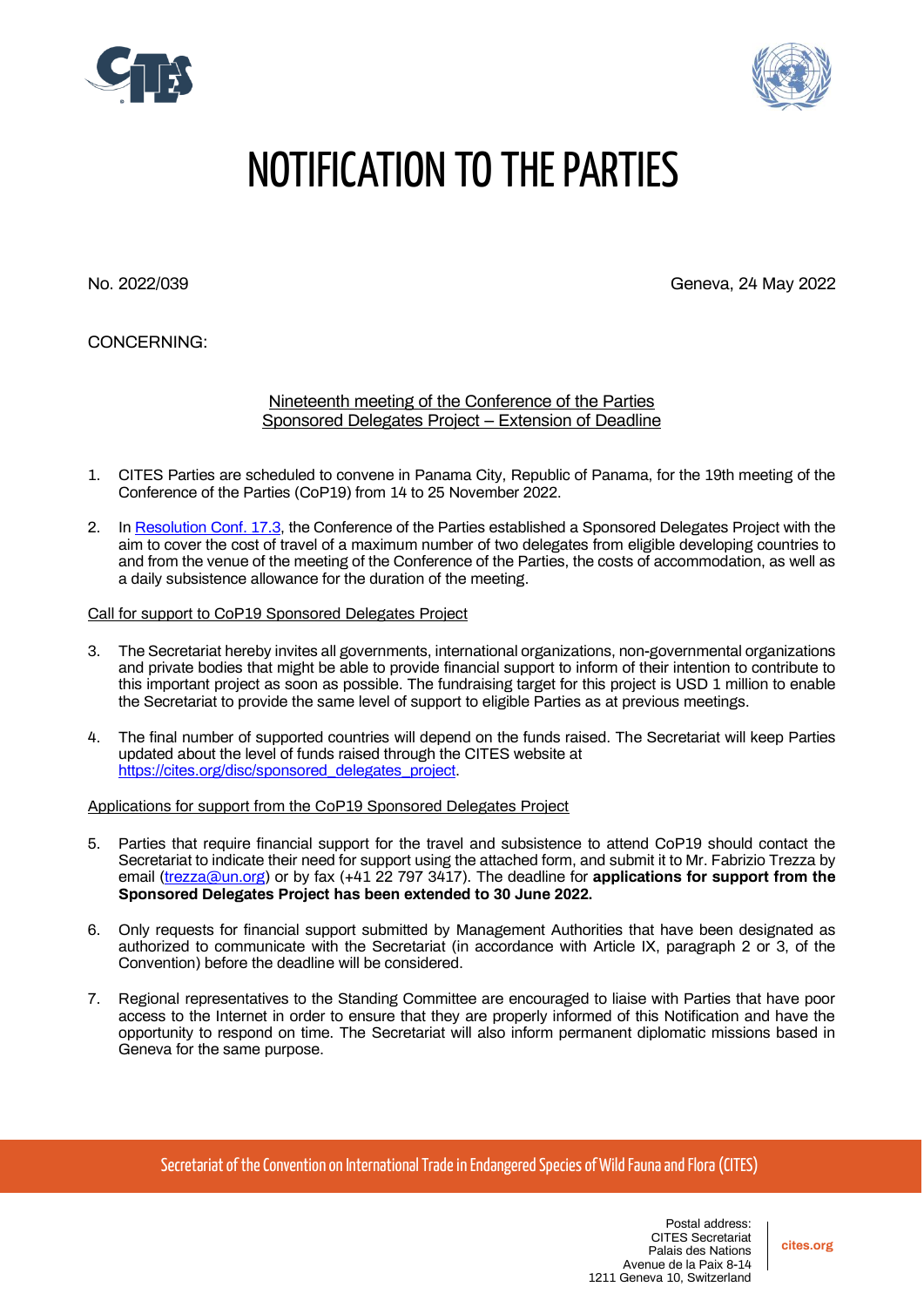# NOTIFICATION TO THE PARTIES

No. 2022/039

Geneva, 24 May 2022

CONCERNING:

Nineteenth meeting of the Conference of the Parties
Sponsored Delegates Project – Extension of Deadline

1. CITES Parties are scheduled to convene in Panama City, Republic of Panama, for the 19th meeting of the Conference of the Parties (CoP19) from 14 to 25 November 2022.

2. In Resolution Conf. 17.3, the Conference of the Parties established a Sponsored Delegates Project with the aim to cover the cost of travel of a maximum number of two delegates from eligible developing countries to and from the venue of the meeting of the Conference of the Parties, the costs of accommodation, as well as a daily subsistence allowance for the duration of the meeting.

Call for support to CoP19 Sponsored Delegates Project

3. The Secretariat hereby invites all governments, international organizations, non-governmental organizations and private bodies that might be able to provide financial support to inform of their intention to contribute to this important project as soon as possible. The fundraising target for this project is USD 1 million to enable the Secretariat to provide the same level of support to eligible Parties as at previous meetings.

4. The final number of supported countries will depend on the funds raised. The Secretariat will keep Parties updated about the level of funds raised through the CITES website at https://cites.org/disc/sponsored_delegates_project.

Applications for support from the CoP19 Sponsored Delegates Project

5. Parties that require financial support for the travel and subsistence to attend CoP19 should contact the Secretariat to indicate their need for support using the attached form, and submit it to Mr. Fabrizio Trezza by email (trezza@un.org) or by fax (+41 22 797 3417). The deadline for **applications for support from the Sponsored Delegates Project has been extended to 30 June 2022.**

6. Only requests for financial support submitted by Management Authorities that have been designated as authorized to communicate with the Secretariat (in accordance with Article IX, paragraph 2 or 3, of the Convention) before the deadline will be considered.

7. Regional representatives to the Standing Committee are encouraged to liaise with Parties that have poor access to the Internet in order to ensure that they are properly informed of this Notification and have the opportunity to respond on time. The Secretariat will also inform permanent diplomatic missions based in Geneva for the same purpose.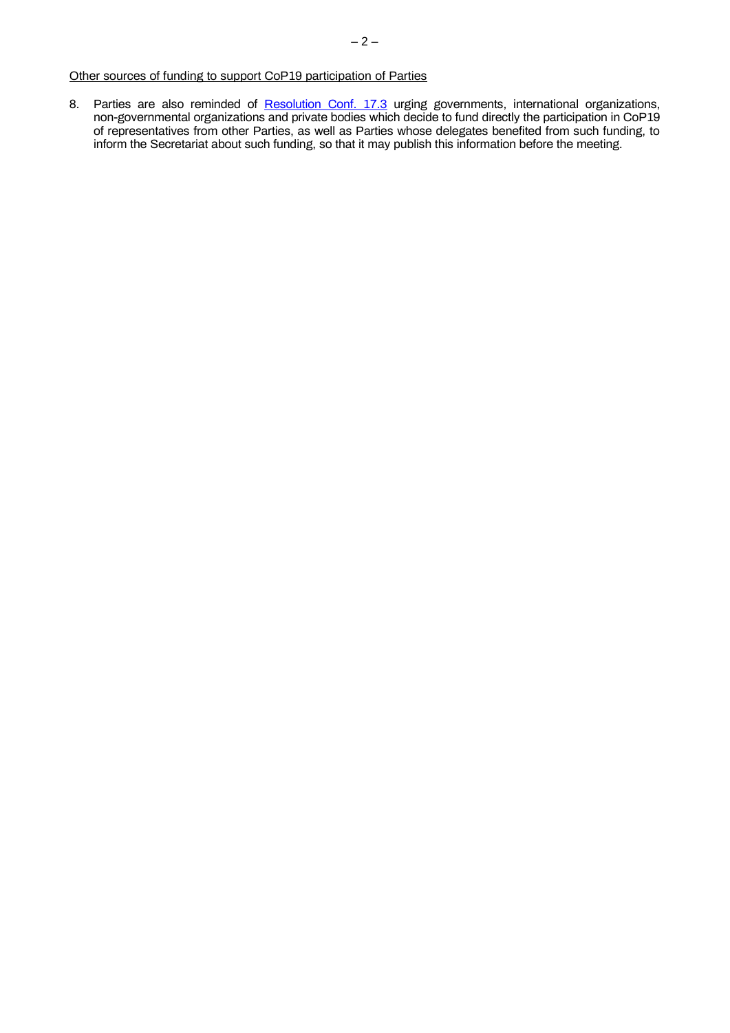Other sources of funding to support CoP19 participation of Parties

8. Parties are also reminded of [Resolution Conf. 17.3] urging governments, international organizations, non-governmental organizations and private bodies which decide to fund directly the participation in CoP19 of representatives from other Parties, as well as Parties whose delegates benefited from such funding, to inform the Secretariat about such funding, so that it may publish this information before the meeting.